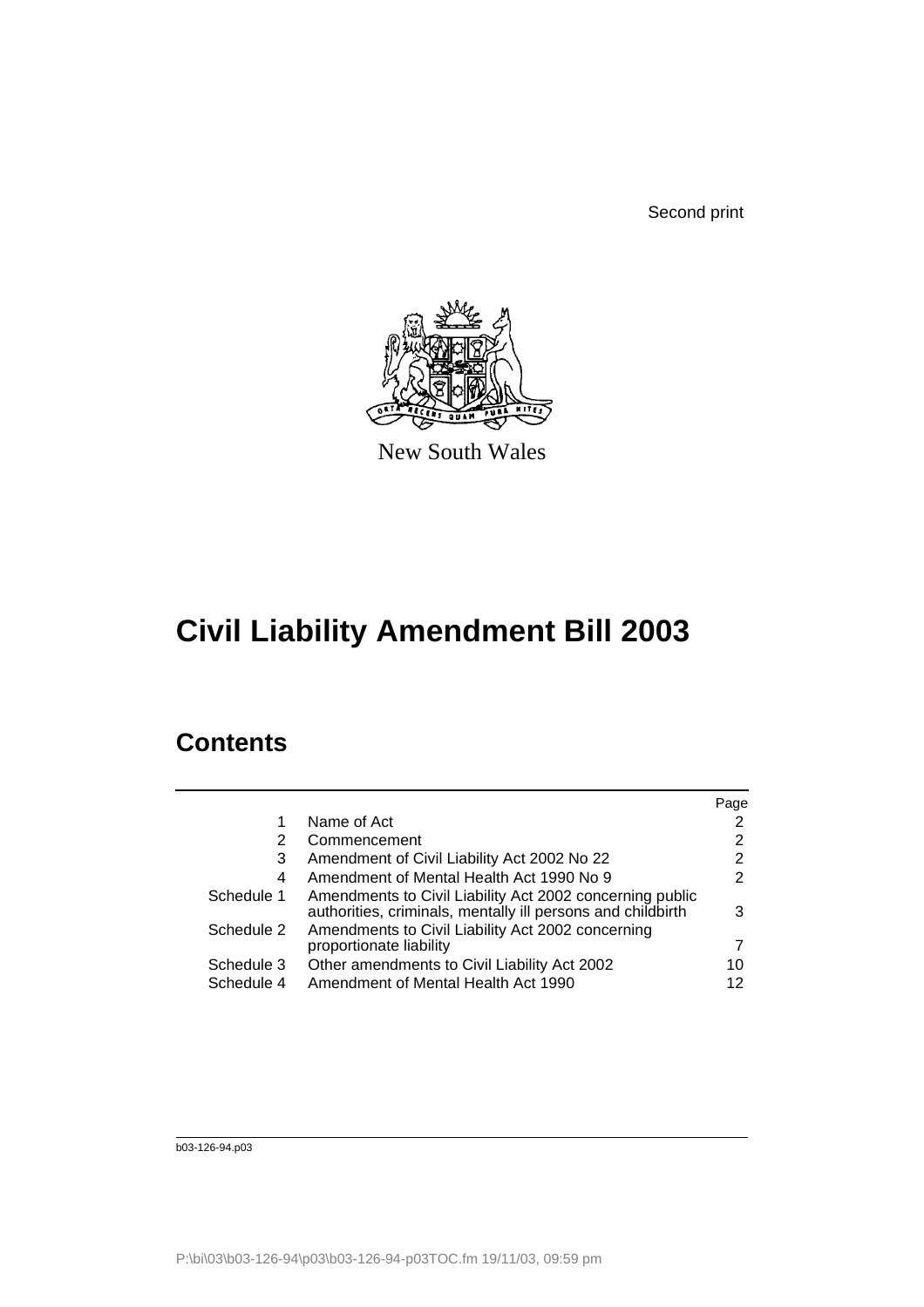Second print

New South Wales

# Civil Liability Amendment Bill 2003

## Contents

| | | Page |
|---|---|---|
| 1 | Name of Act | 2 |
| 2 | Commencement | 2 |
| 3 | Amendment of Civil Liability Act 2002 No 22 | 2 |
| 4 | Amendment of Mental Health Act 1990 No 9 | 2 |
| Schedule 1 | Amendments to Civil Liability Act 2002 concerning public authorities, criminals, mentally ill persons and childbirth | 3 |
| Schedule 2 | Amendments to Civil Liability Act 2002 concerning proportionate liability | 7 |
| Schedule 3 | Other amendments to Civil Liability Act 2002 | 10 |
| Schedule 4 | Amendment of Mental Health Act 1990 | 12 |

b03-126-94.p03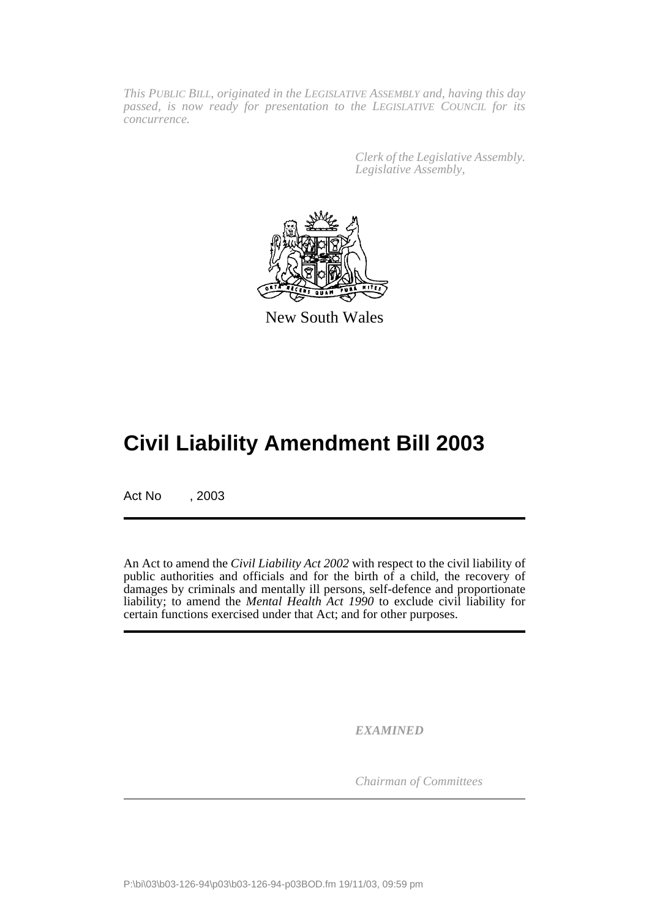*This PUBLIC BILL, originated in the LEGISLATIVE ASSEMBLY and, having this day passed, is now ready for presentation to the LEGISLATIVE COUNCIL for its concurrence.*

*Clerk of the Legislative Assembly.*
*Legislative Assembly,*

New South Wales

# Civil Liability Amendment Bill 2003

Act No , 2003

An Act to amend the *Civil Liability Act 2002* with respect to the civil liability of public authorities and officials and for the birth of a child, the recovery of damages by criminals and mentally ill persons, self-defence and proportionate liability; to amend the *Mental Health Act 1990* to exclude civil liability for certain functions exercised under that Act; and for other purposes.

***EXAMINED***

*Chairman of Committees*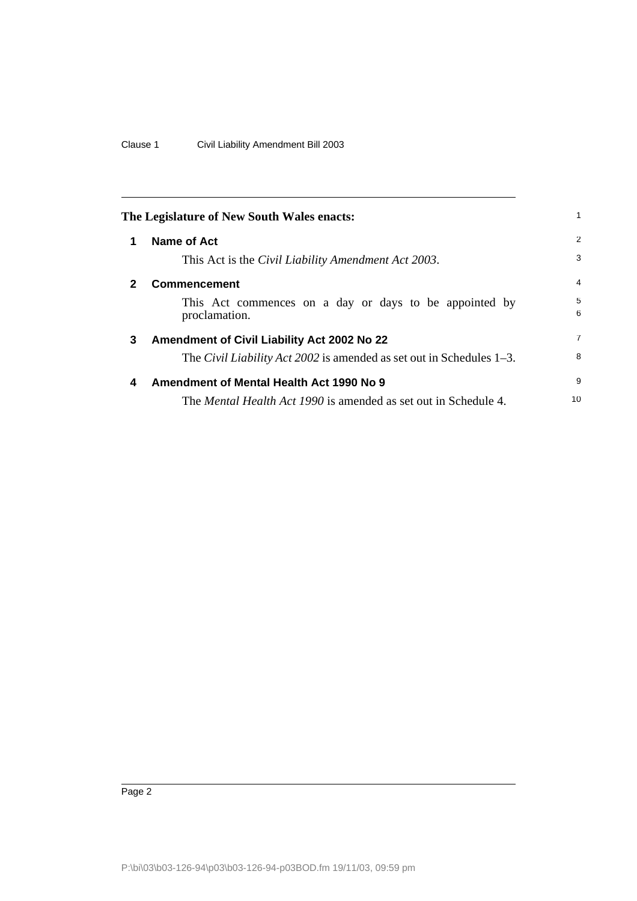**The Legislature of New South Wales enacts:**

### 1 Name of Act

This Act is the *Civil Liability Amendment Act 2003*.

### 2 Commencement

This Act commences on a day or days to be appointed by proclamation.

### 3 Amendment of Civil Liability Act 2002 No 22

The *Civil Liability Act 2002* is amended as set out in Schedules 1–3.

### 4 Amendment of Mental Health Act 1990 No 9

The *Mental Health Act 1990* is amended as set out in Schedule 4.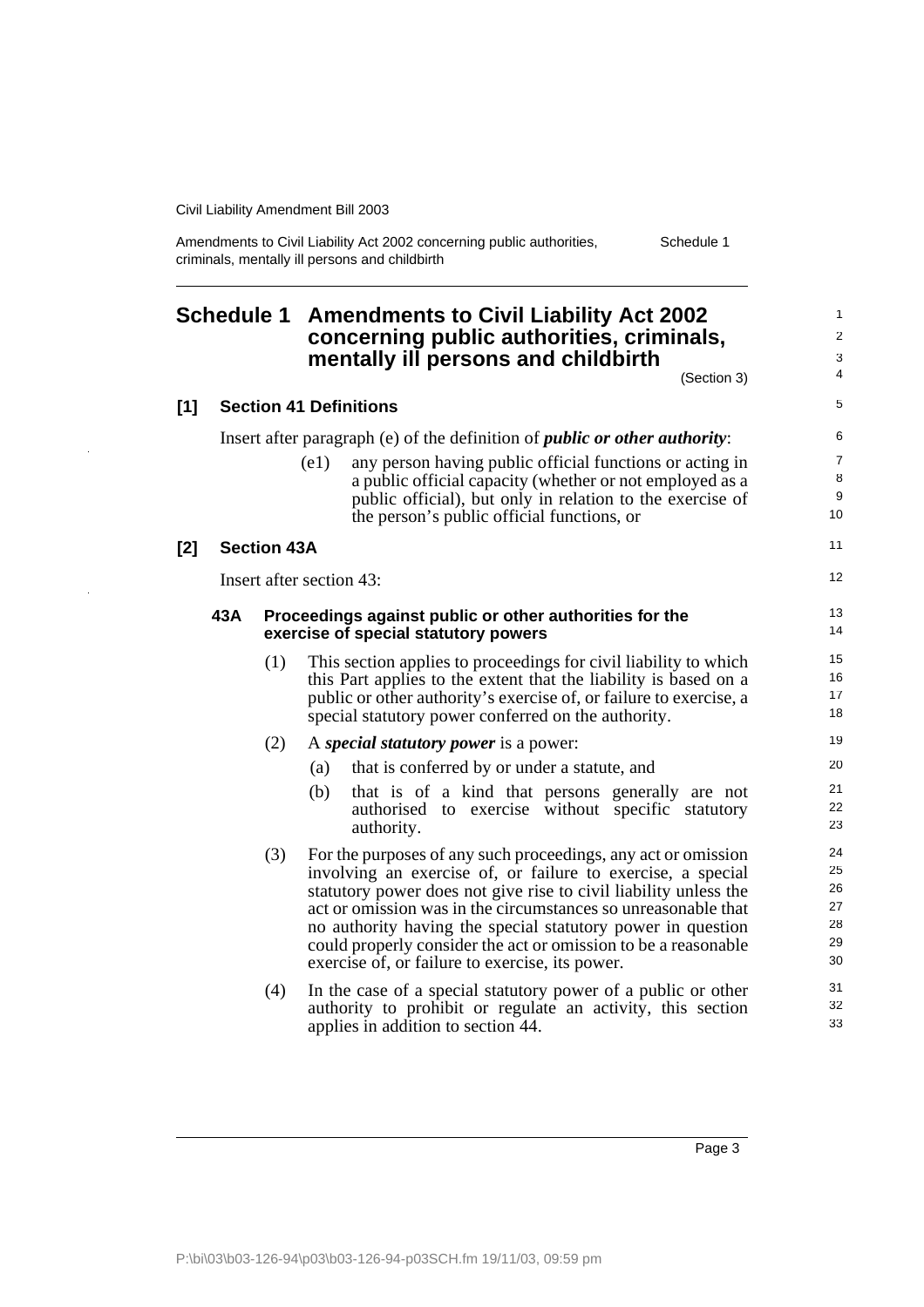# Schedule 1 Amendments to Civil Liability Act 2002 concerning public authorities, criminals, mentally ill persons and childbirth

(Section 3)

## [1] Section 41 Definitions

Insert after paragraph (e) of the definition of ***public or other authority***:

> (e1) any person having public official functions or acting in a public official capacity (whether or not employed as a public official), but only in relation to the exercise of the person's public official functions, or

## [2] Section 43A

Insert after section 43:

### 43A Proceedings against public or other authorities for the exercise of special statutory powers

(1) This section applies to proceedings for civil liability to which this Part applies to the extent that the liability is based on a public or other authority's exercise of, or failure to exercise, a special statutory power conferred on the authority.

(2) A ***special statutory power*** is a power:

(a) that is conferred by or under a statute, and

(b) that is of a kind that persons generally are not authorised to exercise without specific statutory authority.

(3) For the purposes of any such proceedings, any act or omission involving an exercise of, or failure to exercise, a special statutory power does not give rise to civil liability unless the act or omission was in the circumstances so unreasonable that no authority having the special statutory power in question could properly consider the act or omission to be a reasonable exercise of, or failure to exercise, its power.

(4) In the case of a special statutory power of a public or other authority to prohibit or regulate an activity, this section applies in addition to section 44.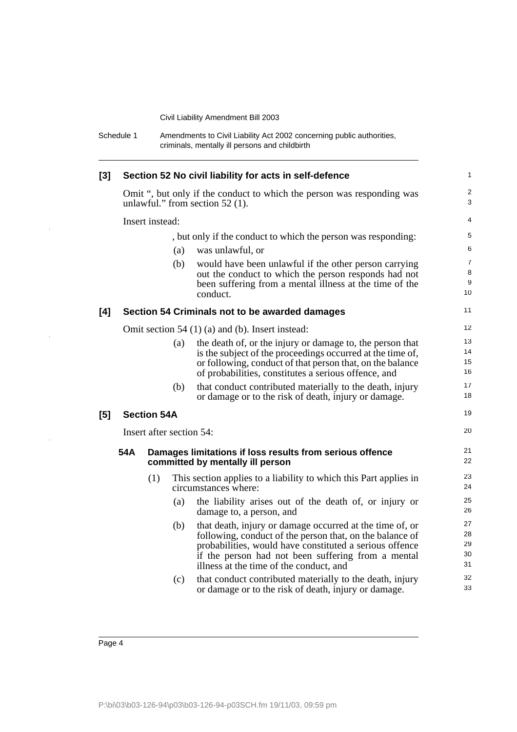### [3] Section 52 No civil liability for acts in self-defence

Omit ", but only if the conduct to which the person was responding was unlawful." from section 52 (1).

Insert instead:

, but only if the conduct to which the person was responding:

(a) was unlawful, or

(b) would have been unlawful if the other person carrying out the conduct to which the person responds had not been suffering from a mental illness at the time of the conduct.

### [4] Section 54 Criminals not to be awarded damages

Omit section 54 (1) (a) and (b). Insert instead:

(a) the death of, or the injury or damage to, the person that is the subject of the proceedings occurred at the time of, or following, conduct of that person that, on the balance of probabilities, constitutes a serious offence, and

(b) that conduct contributed materially to the death, injury or damage or to the risk of death, injury or damage.

### [5] Section 54A

Insert after section 54:

#### 54A Damages limitations if loss results from serious offence committed by mentally ill person

(1) This section applies to a liability to which this Part applies in circumstances where:

(a) the liability arises out of the death of, or injury or damage to, a person, and

(b) that death, injury or damage occurred at the time of, or following, conduct of the person that, on the balance of probabilities, would have constituted a serious offence if the person had not been suffering from a mental illness at the time of the conduct, and

(c) that conduct contributed materially to the death, injury or damage or to the risk of death, injury or damage.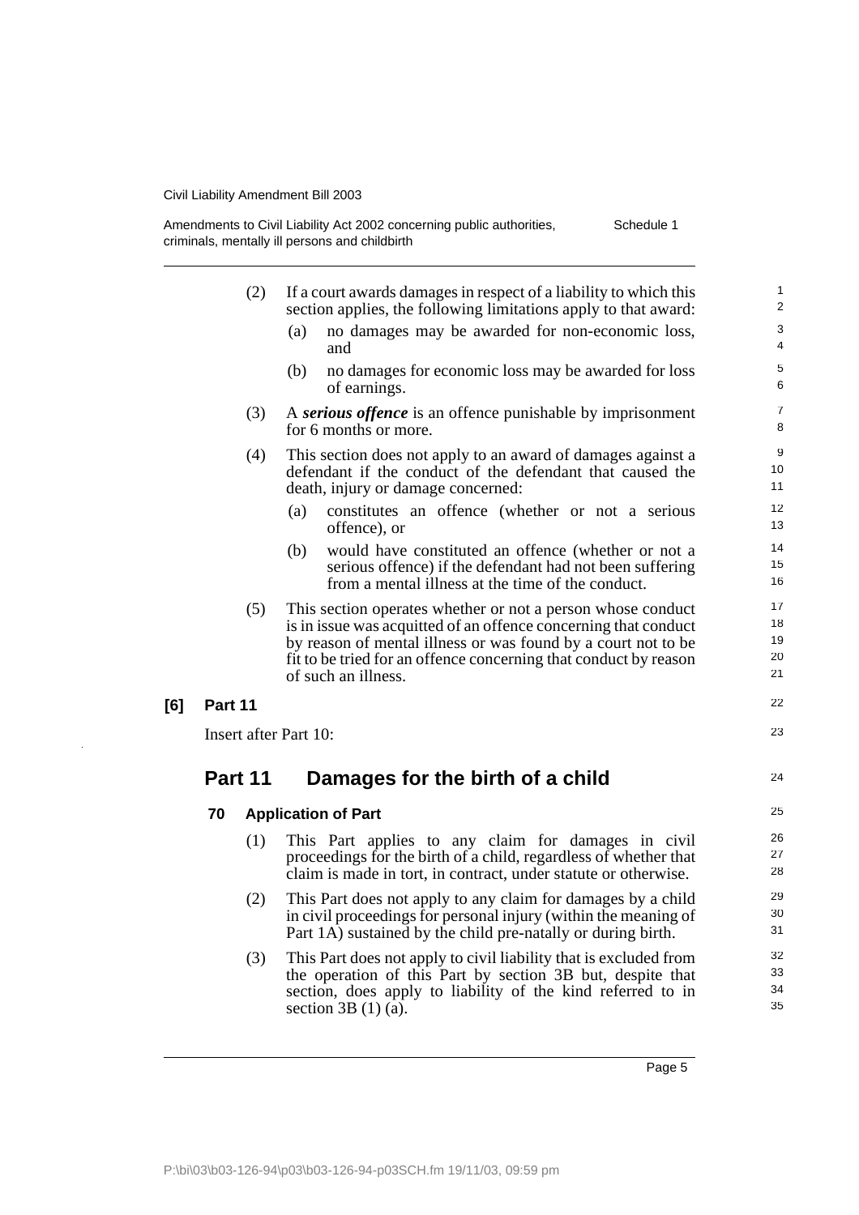(2) If a court awards damages in respect of a liability to which this section applies, the following limitations apply to that award:

  (a) no damages may be awarded for non-economic loss, and

  (b) no damages for economic loss may be awarded for loss of earnings.

(3) A ***serious offence*** is an offence punishable by imprisonment for 6 months or more.

(4) This section does not apply to an award of damages against a defendant if the conduct of the defendant that caused the death, injury or damage concerned:

  (a) constitutes an offence (whether or not a serious offence), or

  (b) would have constituted an offence (whether or not a serious offence) if the defendant had not been suffering from a mental illness at the time of the conduct.

(5) This section operates whether or not a person whose conduct is in issue was acquitted of an offence concerning that conduct by reason of mental illness or was found by a court not to be fit to be tried for an offence concerning that conduct by reason of such an illness.

**[6] Part 11**

Insert after Part 10:

## Part 11 Damages for the birth of a child

### 70 Application of Part

(1) This Part applies to any claim for damages in civil proceedings for the birth of a child, regardless of whether that claim is made in tort, in contract, under statute or otherwise.

(2) This Part does not apply to any claim for damages by a child in civil proceedings for personal injury (within the meaning of Part 1A) sustained by the child pre-natally or during birth.

(3) This Part does not apply to civil liability that is excluded from the operation of this Part by section 3B but, despite that section, does apply to liability of the kind referred to in section 3B (1) (a).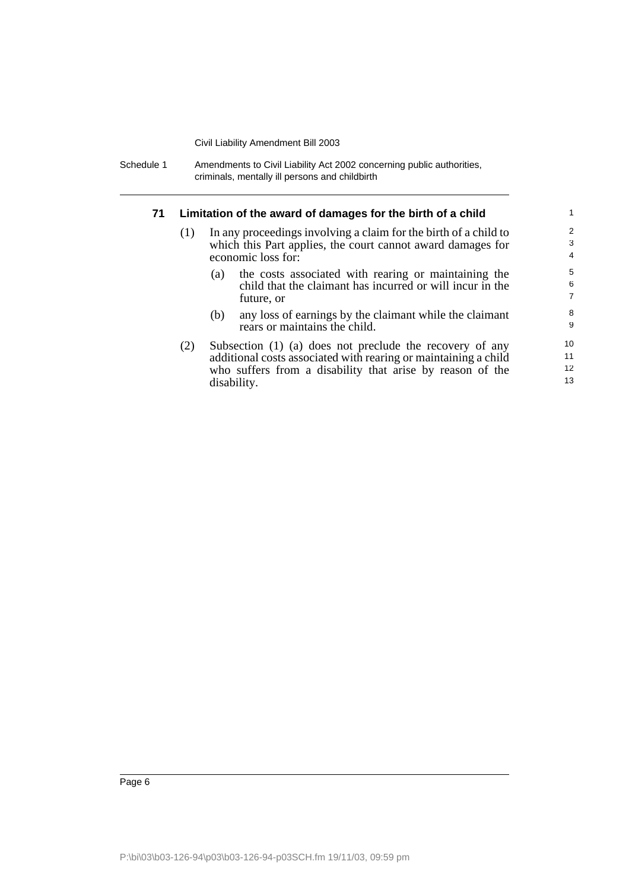### 71 Limitation of the award of damages for the birth of a child

(1) In any proceedings involving a claim for the birth of a child to which this Part applies, the court cannot award damages for economic loss for:

- (a) the costs associated with rearing or maintaining the child that the claimant has incurred or will incur in the future, or
- (b) any loss of earnings by the claimant while the claimant rears or maintains the child.

(2) Subsection (1) (a) does not preclude the recovery of any additional costs associated with rearing or maintaining a child who suffers from a disability that arise by reason of the disability.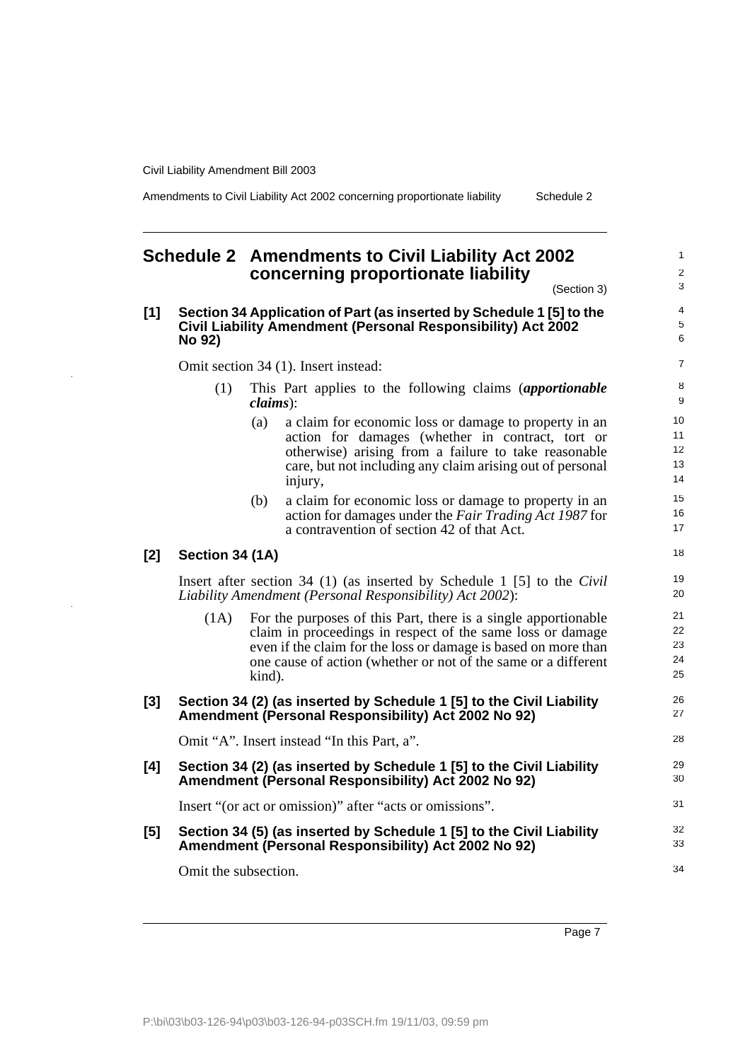# Schedule 2 Amendments to Civil Liability Act 2002 concerning proportionate liability

(Section 3)

**[1] Section 34 Application of Part (as inserted by Schedule 1 [5] to the Civil Liability Amendment (Personal Responsibility) Act 2002 No 92)**

Omit section 34 (1). Insert instead:

(1) This Part applies to the following claims (***apportionable claims***):

(a) a claim for economic loss or damage to property in an action for damages (whether in contract, tort or otherwise) arising from a failure to take reasonable care, but not including any claim arising out of personal injury,

(b) a claim for economic loss or damage to property in an action for damages under the *Fair Trading Act 1987* for a contravention of section 42 of that Act.

**[2] Section 34 (1A)**

Insert after section 34 (1) (as inserted by Schedule 1 [5] to the *Civil Liability Amendment (Personal Responsibility) Act 2002*):

(1A) For the purposes of this Part, there is a single apportionable claim in proceedings in respect of the same loss or damage even if the claim for the loss or damage is based on more than one cause of action (whether or not of the same or a different kind).

**[3] Section 34 (2) (as inserted by Schedule 1 [5] to the Civil Liability Amendment (Personal Responsibility) Act 2002 No 92)**

Omit "A". Insert instead "In this Part, a".

**[4] Section 34 (2) (as inserted by Schedule 1 [5] to the Civil Liability Amendment (Personal Responsibility) Act 2002 No 92)**

Insert "(or act or omission)" after "acts or omissions".

**[5] Section 34 (5) (as inserted by Schedule 1 [5] to the Civil Liability Amendment (Personal Responsibility) Act 2002 No 92)**

Omit the subsection.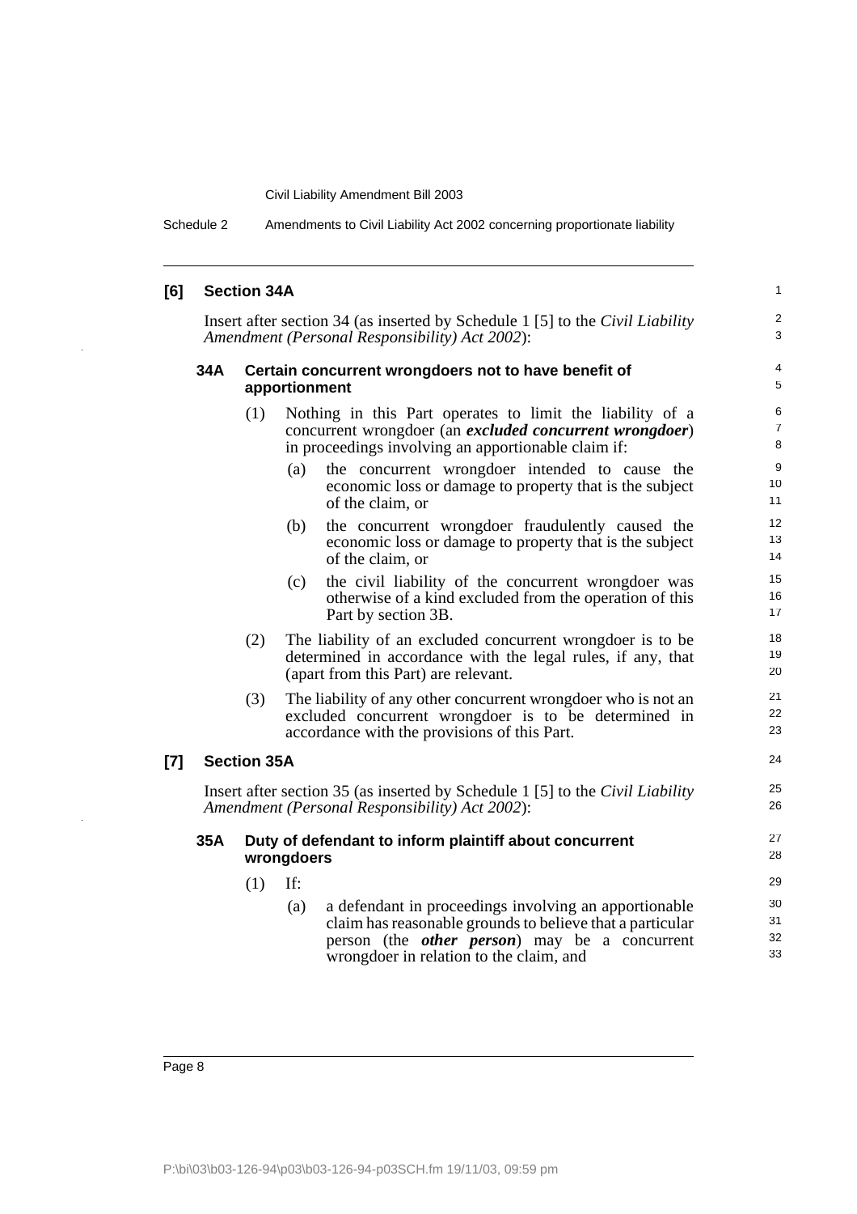## [6] Section 34A

Insert after section 34 (as inserted by Schedule 1 [5] to the *Civil Liability Amendment (Personal Responsibility) Act 2002*):

### 34A Certain concurrent wrongdoers not to have benefit of apportionment

(1) Nothing in this Part operates to limit the liability of a concurrent wrongdoer (an ***excluded concurrent wrongdoer***) in proceedings involving an apportionable claim if:

(a) the concurrent wrongdoer intended to cause the economic loss or damage to property that is the subject of the claim, or

(b) the concurrent wrongdoer fraudulently caused the economic loss or damage to property that is the subject of the claim, or

(c) the civil liability of the concurrent wrongdoer was otherwise of a kind excluded from the operation of this Part by section 3B.

(2) The liability of an excluded concurrent wrongdoer is to be determined in accordance with the legal rules, if any, that (apart from this Part) are relevant.

(3) The liability of any other concurrent wrongdoer who is not an excluded concurrent wrongdoer is to be determined in accordance with the provisions of this Part.

## [7] Section 35A

Insert after section 35 (as inserted by Schedule 1 [5] to the *Civil Liability Amendment (Personal Responsibility) Act 2002*):

### 35A Duty of defendant to inform plaintiff about concurrent wrongdoers

(1) If:

(a) a defendant in proceedings involving an apportionable claim has reasonable grounds to believe that a particular person (the ***other person***) may be a concurrent wrongdoer in relation to the claim, and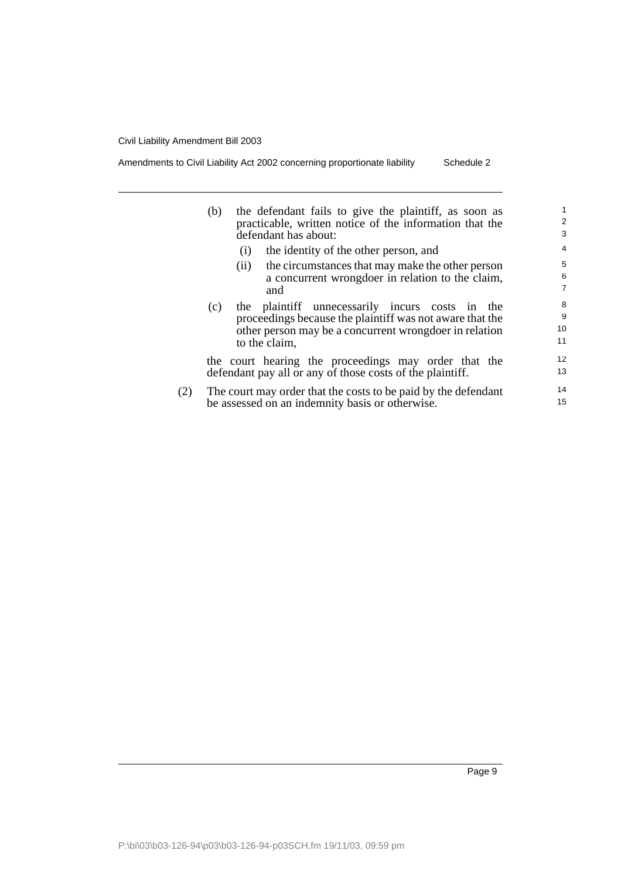(b) the defendant fails to give the plaintiff, as soon as practicable, written notice of the information that the defendant has about:

  (i) the identity of the other person, and

  (ii) the circumstances that may make the other person a concurrent wrongdoer in relation to the claim, and

(c) the plaintiff unnecessarily incurs costs in the proceedings because the plaintiff was not aware that the other person may be a concurrent wrongdoer in relation to the claim,

the court hearing the proceedings may order that the defendant pay all or any of those costs of the plaintiff.

(2) The court may order that the costs to be paid by the defendant be assessed on an indemnity basis or otherwise.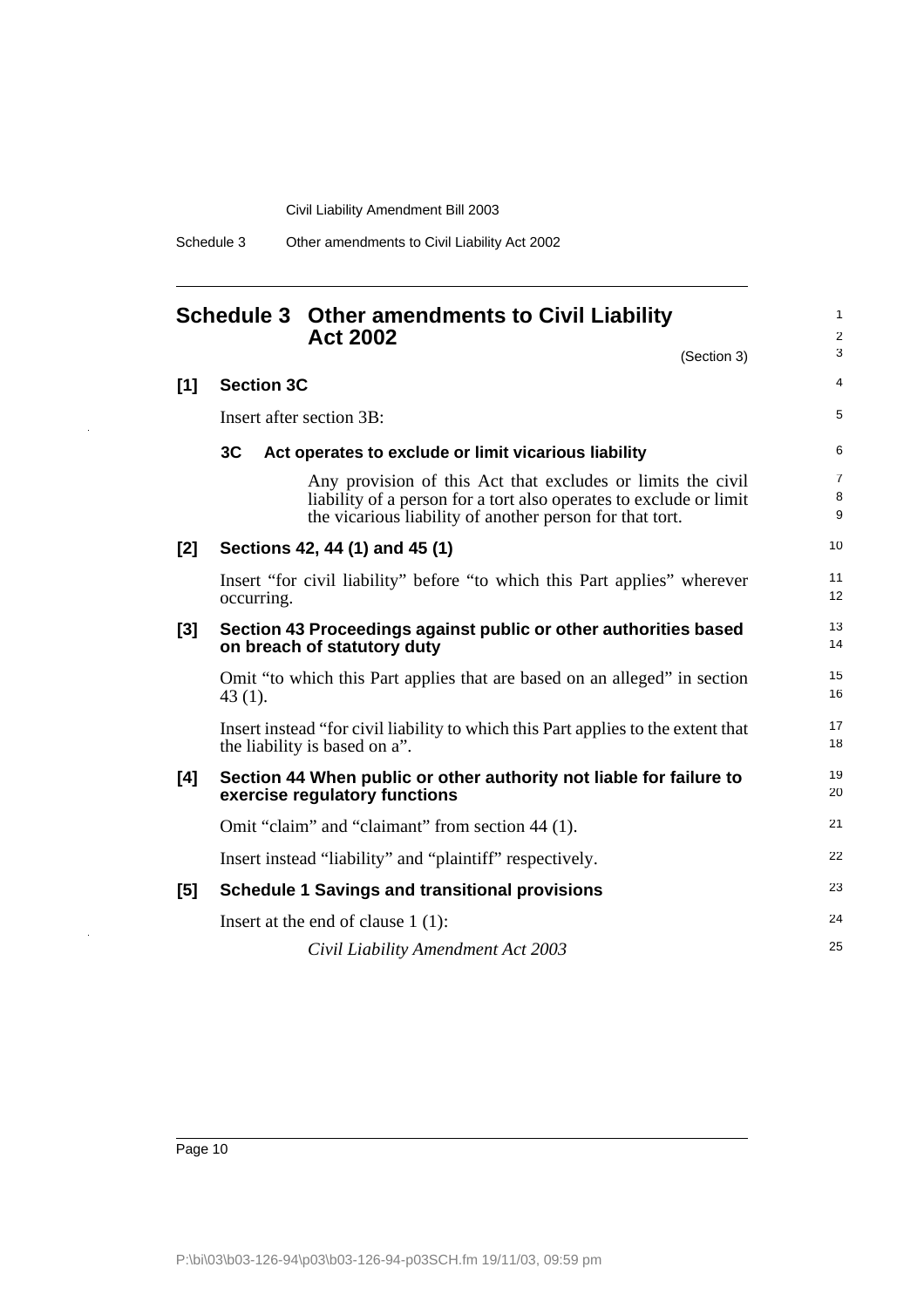## Schedule 3 Other amendments to Civil Liability Act 2002

(Section 3)

**[1] Section 3C**

Insert after section 3B:

**3C Act operates to exclude or limit vicarious liability**

Any provision of this Act that excludes or limits the civil liability of a person for a tort also operates to exclude or limit the vicarious liability of another person for that tort.

**[2] Sections 42, 44 (1) and 45 (1)**

Insert "for civil liability" before "to which this Part applies" wherever occurring.

**[3] Section 43 Proceedings against public or other authorities based on breach of statutory duty**

Omit "to which this Part applies that are based on an alleged" in section 43 (1).

Insert instead "for civil liability to which this Part applies to the extent that the liability is based on a".

**[4] Section 44 When public or other authority not liable for failure to exercise regulatory functions**

Omit "claim" and "claimant" from section 44 (1).

Insert instead "liability" and "plaintiff" respectively.

**[5] Schedule 1 Savings and transitional provisions**

Insert at the end of clause 1 (1):

*Civil Liability Amendment Act 2003*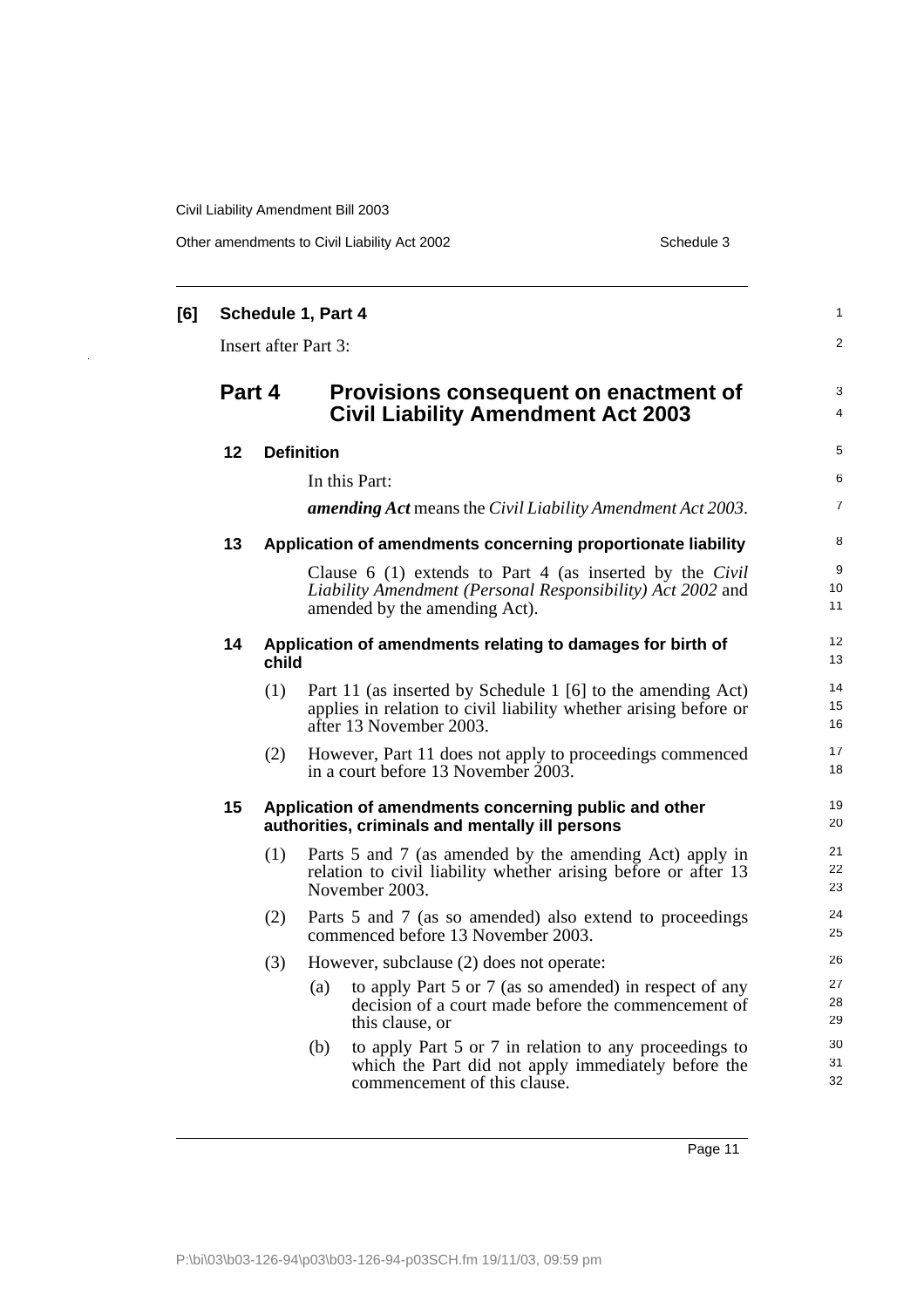**[6] Schedule 1, Part 4**

Insert after Part 3:

## Part 4 Provisions consequent on enactment of Civil Liability Amendment Act 2003

### 12 Definition

In this Part:

***amending Act*** means the *Civil Liability Amendment Act 2003*.

### 13 Application of amendments concerning proportionate liability

Clause 6 (1) extends to Part 4 (as inserted by the *Civil Liability Amendment (Personal Responsibility) Act 2002* and amended by the amending Act).

### 14 Application of amendments relating to damages for birth of child

(1) Part 11 (as inserted by Schedule 1 [6] to the amending Act) applies in relation to civil liability whether arising before or after 13 November 2003.

(2) However, Part 11 does not apply to proceedings commenced in a court before 13 November 2003.

### 15 Application of amendments concerning public and other authorities, criminals and mentally ill persons

(1) Parts 5 and 7 (as amended by the amending Act) apply in relation to civil liability whether arising before or after 13 November 2003.

(2) Parts 5 and 7 (as so amended) also extend to proceedings commenced before 13 November 2003.

(3) However, subclause (2) does not operate:

(a) to apply Part 5 or 7 (as so amended) in respect of any decision of a court made before the commencement of this clause, or

(b) to apply Part 5 or 7 in relation to any proceedings to which the Part did not apply immediately before the commencement of this clause.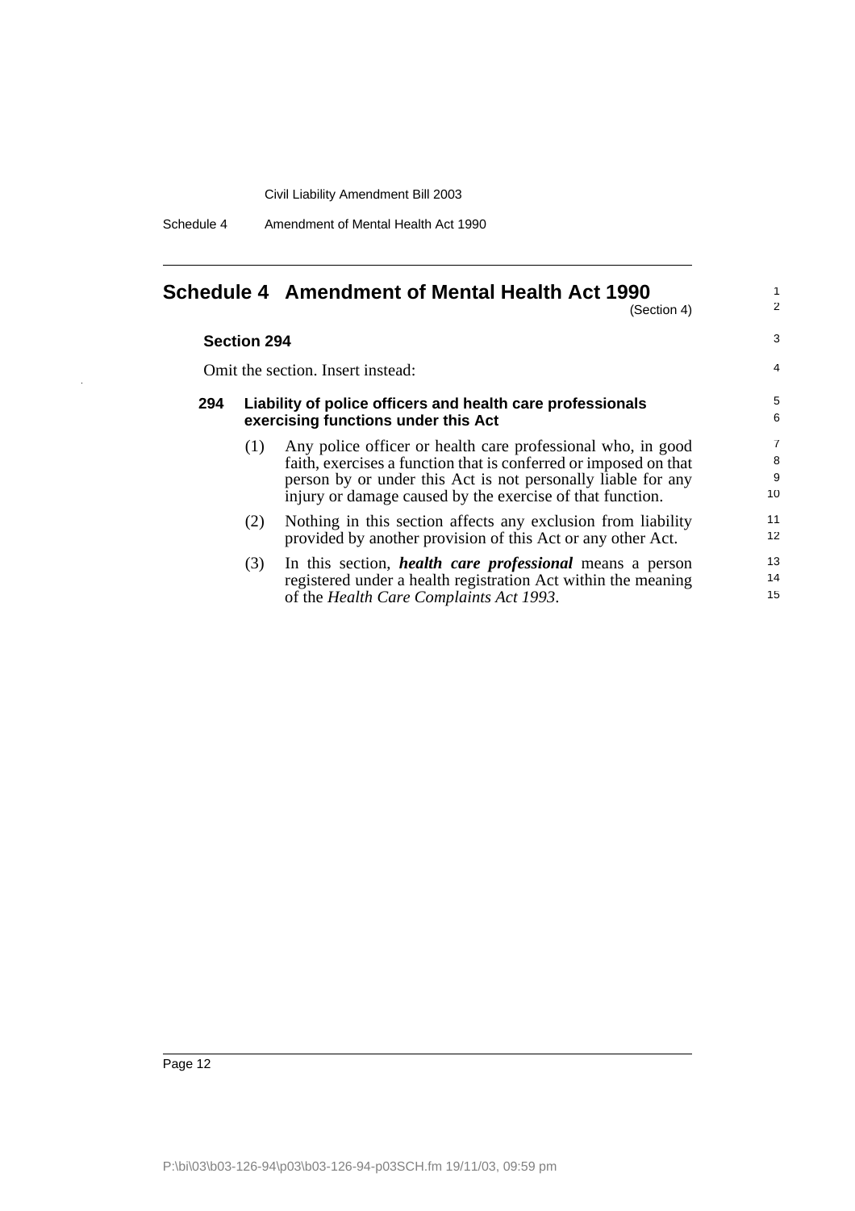## Schedule 4 Amendment of Mental Health Act 1990

(Section 4)

### Section 294

Omit the section. Insert instead:

### 294 Liability of police officers and health care professionals exercising functions under this Act

(1) Any police officer or health care professional who, in good faith, exercises a function that is conferred or imposed on that person by or under this Act is not personally liable for any injury or damage caused by the exercise of that function.

(2) Nothing in this section affects any exclusion from liability provided by another provision of this Act or any other Act.

(3) In this section, ***health care professional*** means a person registered under a health registration Act within the meaning of the *Health Care Complaints Act 1993*.